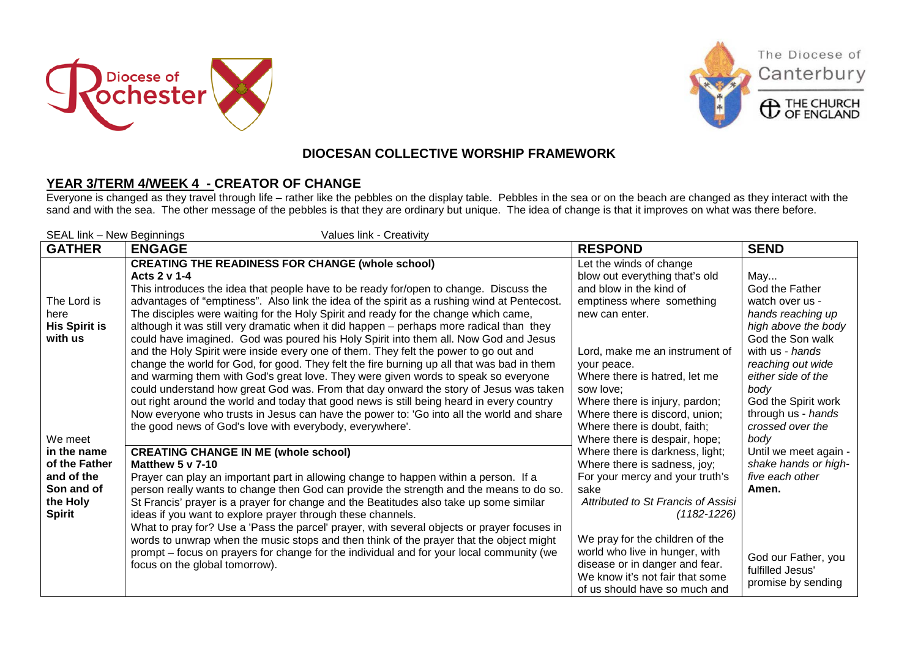## DIOCESAN COLLECTIVE WORSHIP FRAMEWORK

### YEAR 3/TERM 4/WEEK 4 - CREATOR OF CHANGE

Everyone is changed as they travel through life – rather like the pebbles on the display table. Pebbles in the sea or on the beach are changed as they interact with the sand and with the sea. The other message of the pebbles is that they are ordinary but unique. The idea of change is that it improves on what was there before.

SEAL link – New Beginnings Values link - Creativity

| GATHER | ENGAGE | RESPOND | SEND |
|---|---|---|---|
| The Lord is here<br>**His Spirit is with us**<br><br>We meet **in the name of the Father and of the Son and of the Holy Spirit** | **CREATING THE READINESS FOR CHANGE (whole school)**<br>**Acts 2 v 1-4**<br>This introduces the idea that people have to be ready for/open to change. Discuss the advantages of "emptiness". Also link the idea of the spirit as a rushing wind at Pentecost. The disciples were waiting for the Holy Spirit and ready for the change which came, although it was still very dramatic when it did happen – perhaps more radical than they could have imagined. God was poured his Holy Spirit into them all. Now God and Jesus and the Holy Spirit were inside every one of them. They felt the power to go out and change the world for God, for good. They felt the fire burning up all that was bad in them and warming them with God's great love. They were given words to speak so everyone could understand how great God was. From that day onward the story of Jesus was taken out right around the world and today that good news is still being heard in every country Now everyone who trusts in Jesus can have the power to: 'Go into all the world and share the good news of God's love with everybody, everywhere'.<br><br>**CREATING CHANGE IN ME (whole school)**<br>**Matthew 5 v 7-10**<br>Prayer can play an important part in allowing change to happen within a person. If a person really wants to change then God can provide the strength and the means to do so. St Francis' prayer is a prayer for change and the Beatitudes also take up some similar ideas if you want to explore prayer through these channels.<br>What to pray for? Use a 'Pass the parcel' prayer, with several objects or prayer focuses in words to unwrap when the music stops and then think of the prayer that the object might prompt – focus on prayers for change for the individual and for your local community (we focus on the global tomorrow). | Let the winds of change blow out everything that's old and blow in the kind of emptiness where something new can enter.<br><br>Lord, make me an instrument of your peace.<br>Where there is hatred, let me sow love;<br>Where there is injury, pardon;<br>Where there is discord, union;<br>Where there is doubt, faith;<br>Where there is despair, hope;<br>Where there is darkness, light;<br>Where there is sadness, joy;<br>For your mercy and your truth's sake<br>*Attributed to St Francis of Assisi (1182-1226)*<br><br>We pray for the children of the world who live in hunger, with disease or in danger and fear. We know it's not fair that some of us should have so much and | May...<br>God the Father watch over us - *hands reaching up high above the body*<br>God the Son walk with us - *hands reaching out wide either side of the body*<br>God the Spirit work through us - *hands crossed over the body*<br>Until we meet again - *shake hands or high-five each other*<br>**Amen.**<br><br>God our Father, you fulfilled Jesus' promise by sending |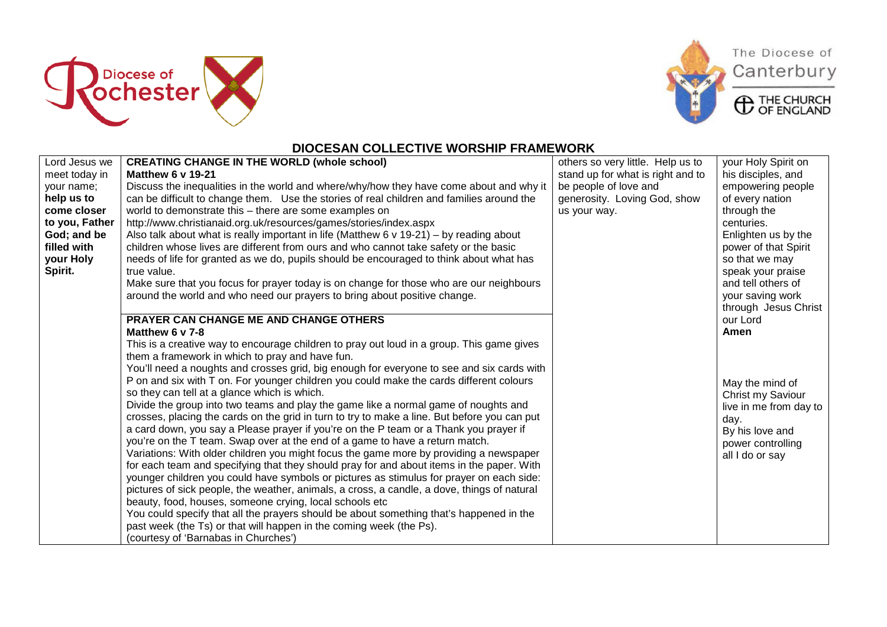**DIOCESAN COLLECTIVE WORSHIP FRAMEWORK**

| | | | |
|---|---|---|---|
| Lord Jesus we meet today in your name; **help us to come closer to you, Father God; and be filled with your Holy Spirit.** | **CREATING CHANGE IN THE WORLD (whole school)**<br>**Matthew 6 v 19-21**<br>Discuss the inequalities in the world and where/why/how they have come about and why it can be difficult to change them. Use the stories of real children and families around the world to demonstrate this – there are some examples on http://www.christianaid.org.uk/resources/games/stories/index.aspx<br>Also talk about what is really important in life (Matthew 6 v 19-21) – by reading about children whose lives are different from ours and who cannot take safety or the basic needs of life for granted as we do, pupils should be encouraged to think about what has true value.<br>Make sure that you focus for prayer today is on change for those who are our neighbours around the world and who need our prayers to bring about positive change.<br><br>**PRAYER CAN CHANGE ME AND CHANGE OTHERS**<br>**Matthew 6 v 7-8**<br>This is a creative way to encourage children to pray out loud in a group. This game gives them a framework in which to pray and have fun.<br>You'll need a noughts and crosses grid, big enough for everyone to see and six cards with P on and six with T on. For younger children you could make the cards different colours so they can tell at a glance which is which.<br>Divide the group into two teams and play the game like a normal game of noughts and crosses, placing the cards on the grid in turn to try to make a line. But before you can put a card down, you say a Please prayer if you're on the P team or a Thank you prayer if you're on the T team. Swap over at the end of a game to have a return match.<br>Variations: With older children you might focus the game more by providing a newspaper for each team and specifying that they should pray for and about items in the paper. With younger children you could have symbols or pictures as stimulus for prayer on each side: pictures of sick people, the weather, animals, a cross, a candle, a dove, things of natural beauty, food, houses, someone crying, local schools etc<br>You could specify that all the prayers should be about something that's happened in the past week (the Ts) or that will happen in the coming week (the Ps).<br>(courtesy of 'Barnabas in Churches') | others so very little. Help us to stand up for what is right and to be people of love and generosity. Loving God, show us your way. | your Holy Spirit on his disciples, and empowering people of every nation through the centuries. Enlighten us by the power of that Spirit so that we may speak your praise and tell others of your saving work through Jesus Christ our Lord<br>**Amen**<br><br>May the mind of Christ my Saviour live in me from day to day.<br>By his love and power controlling all I do or say |